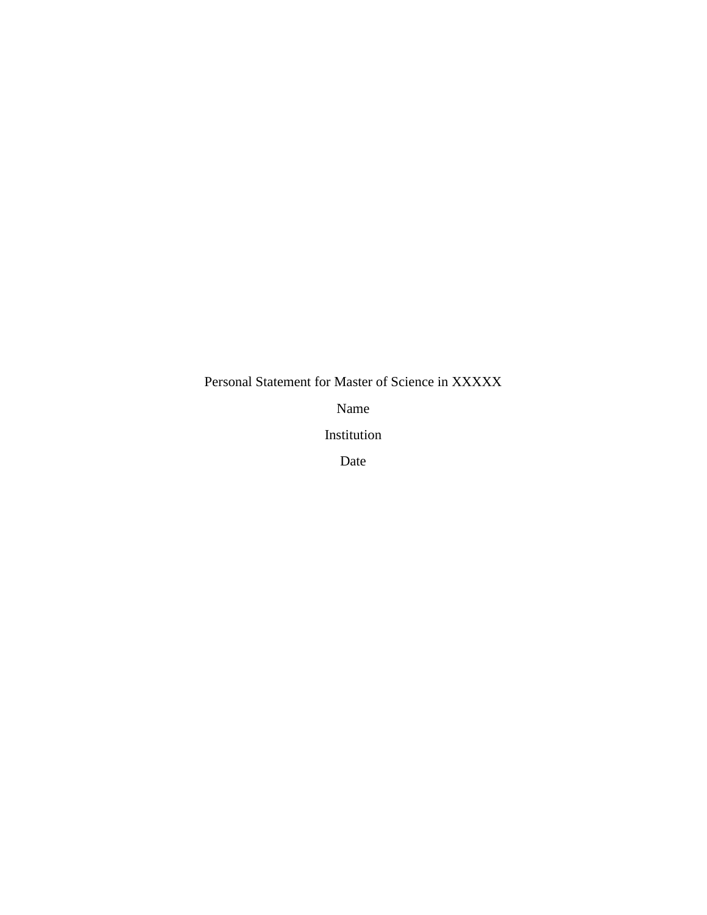Personal Statement for Master of Science in XXXXX

Name

Institution

Date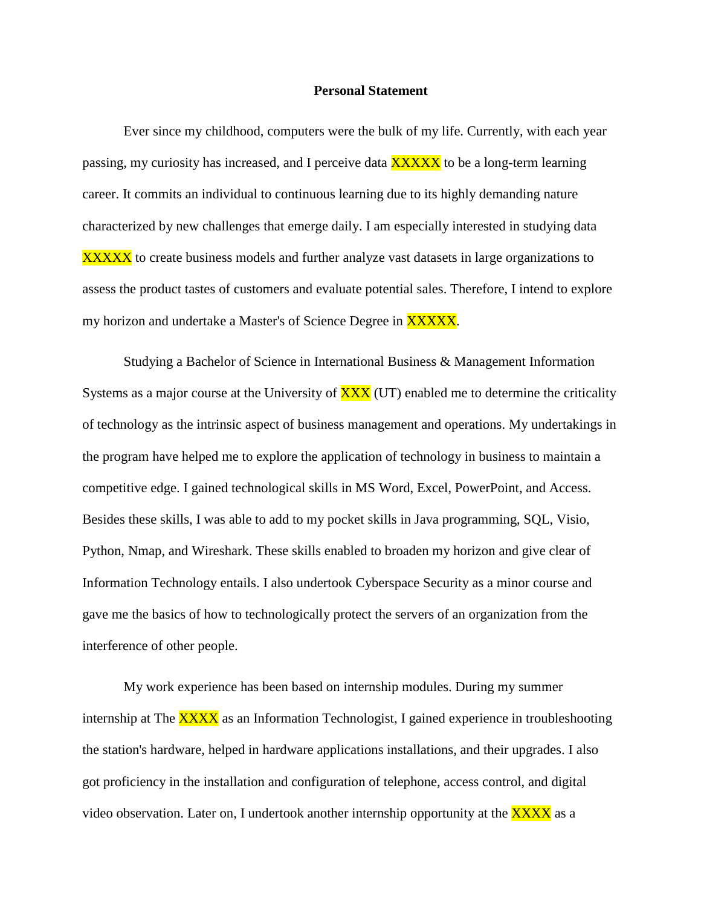**Personal Statement**

Ever since my childhood, computers were the bulk of my life. Currently, with each year passing, my curiosity has increased, and I perceive data XXXXX to be a long-term learning career. It commits an individual to continuous learning due to its highly demanding nature characterized by new challenges that emerge daily. I am especially interested in studying data XXXXX to create business models and further analyze vast datasets in large organizations to assess the product tastes of customers and evaluate potential sales. Therefore, I intend to explore my horizon and undertake a Master's of Science Degree in XXXXX.

Studying a Bachelor of Science in International Business & Management Information Systems as a major course at the University of XXX (UT) enabled me to determine the criticality of technology as the intrinsic aspect of business management and operations. My undertakings in the program have helped me to explore the application of technology in business to maintain a competitive edge. I gained technological skills in MS Word, Excel, PowerPoint, and Access. Besides these skills, I was able to add to my pocket skills in Java programming, SQL, Visio, Python, Nmap, and Wireshark. These skills enabled to broaden my horizon and give clear of Information Technology entails. I also undertook Cyberspace Security as a minor course and gave me the basics of how to technologically protect the servers of an organization from the interference of other people.

My work experience has been based on internship modules. During my summer internship at The XXXX as an Information Technologist, I gained experience in troubleshooting the station's hardware, helped in hardware applications installations, and their upgrades. I also got proficiency in the installation and configuration of telephone, access control, and digital video observation. Later on, I undertook another internship opportunity at the XXXX as a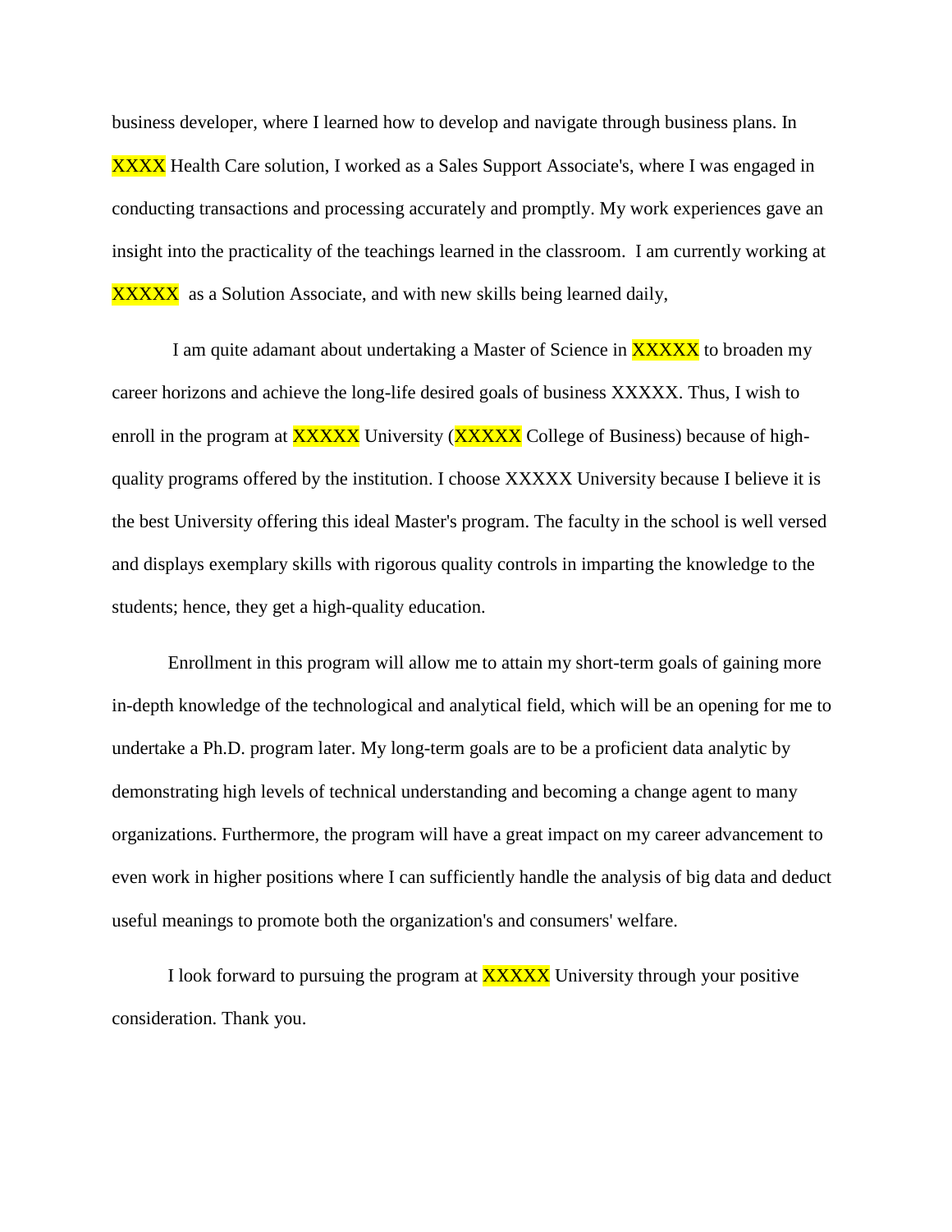business developer, where I learned how to develop and navigate through business plans. In XXXX Health Care solution, I worked as a Sales Support Associate's, where I was engaged in conducting transactions and processing accurately and promptly. My work experiences gave an insight into the practicality of the teachings learned in the classroom. I am currently working at XXXXX as a Solution Associate, and with new skills being learned daily,

I am quite adamant about undertaking a Master of Science in XXXXX to broaden my career horizons and achieve the long-life desired goals of business XXXXX. Thus, I wish to enroll in the program at XXXXX University (XXXXX College of Business) because of high-quality programs offered by the institution. I choose XXXXX University because I believe it is the best University offering this ideal Master's program. The faculty in the school is well versed and displays exemplary skills with rigorous quality controls in imparting the knowledge to the students; hence, they get a high-quality education.

Enrollment in this program will allow me to attain my short-term goals of gaining more in-depth knowledge of the technological and analytical field, which will be an opening for me to undertake a Ph.D. program later. My long-term goals are to be a proficient data analytic by demonstrating high levels of technical understanding and becoming a change agent to many organizations. Furthermore, the program will have a great impact on my career advancement to even work in higher positions where I can sufficiently handle the analysis of big data and deduct useful meanings to promote both the organization's and consumers' welfare.

I look forward to pursuing the program at XXXXX University through your positive consideration. Thank you.